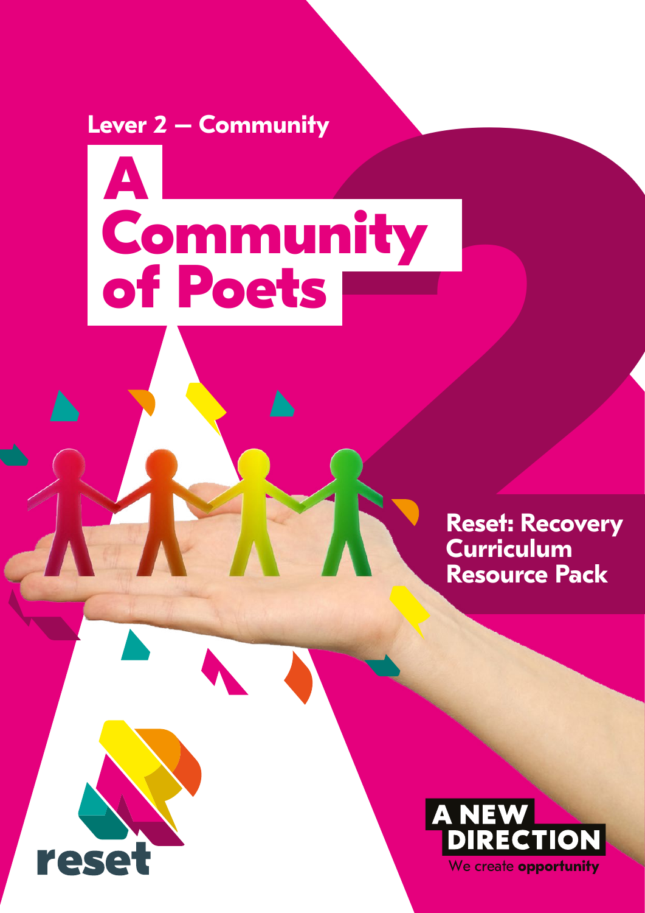Lever 2 – Community

# A Community of Poets

**Reset: Recovery Curriculum Resource Pack**

reset

A NEW DIRECTION

We create **opportunity**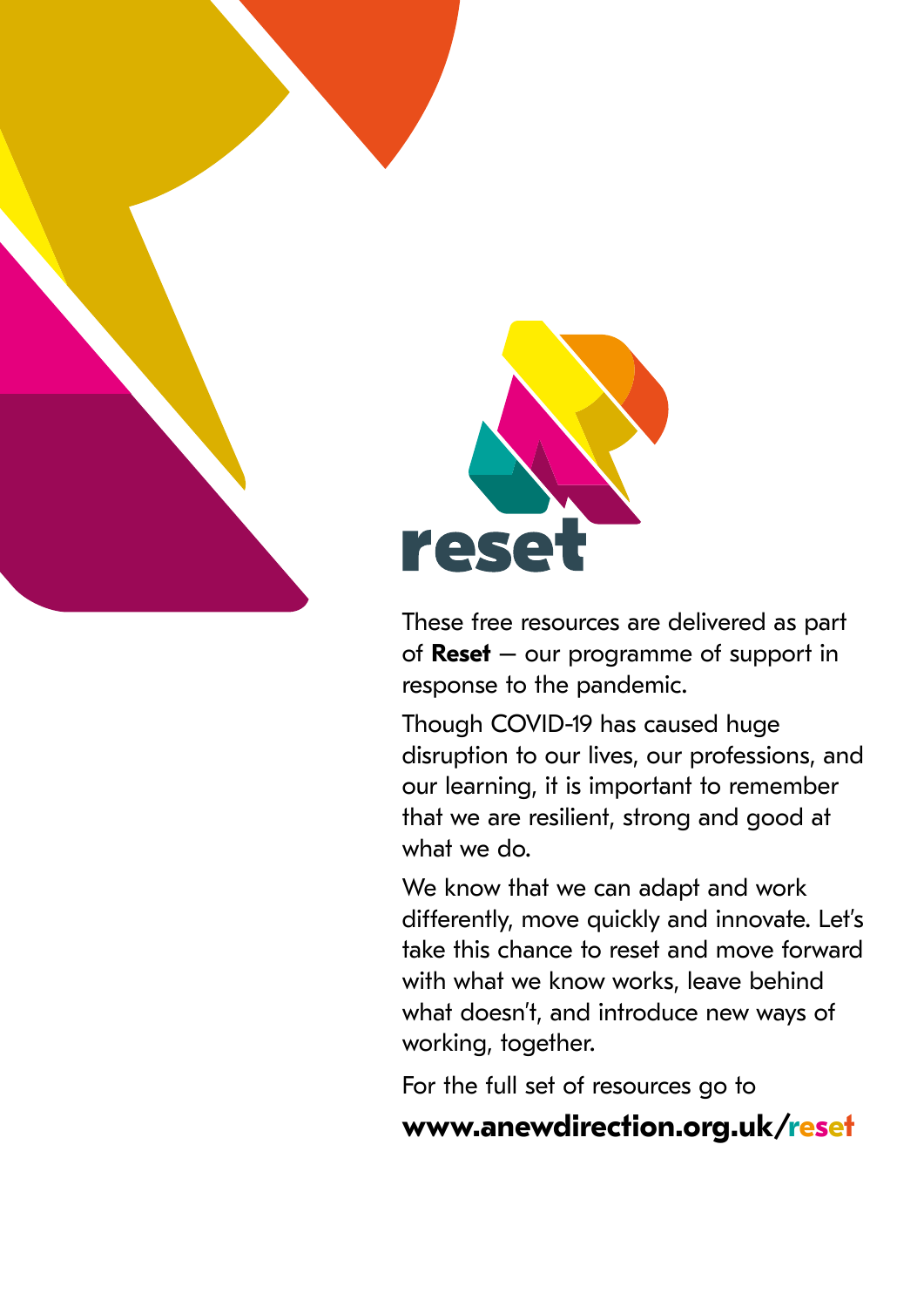reset

These free resources are delivered as part of **Reset** – our programme of support in response to the pandemic.

Though COVID-19 has caused huge disruption to our lives, our professions, and our learning, it is important to remember that we are resilient, strong and good at what we do.

We know that we can adapt and work differently, move quickly and innovate. Let's take this chance to reset and move forward with what we know works, leave behind what doesn't, and introduce new ways of working, together.

For the full set of resources go to

**www.anewdirection.org.uk/reset**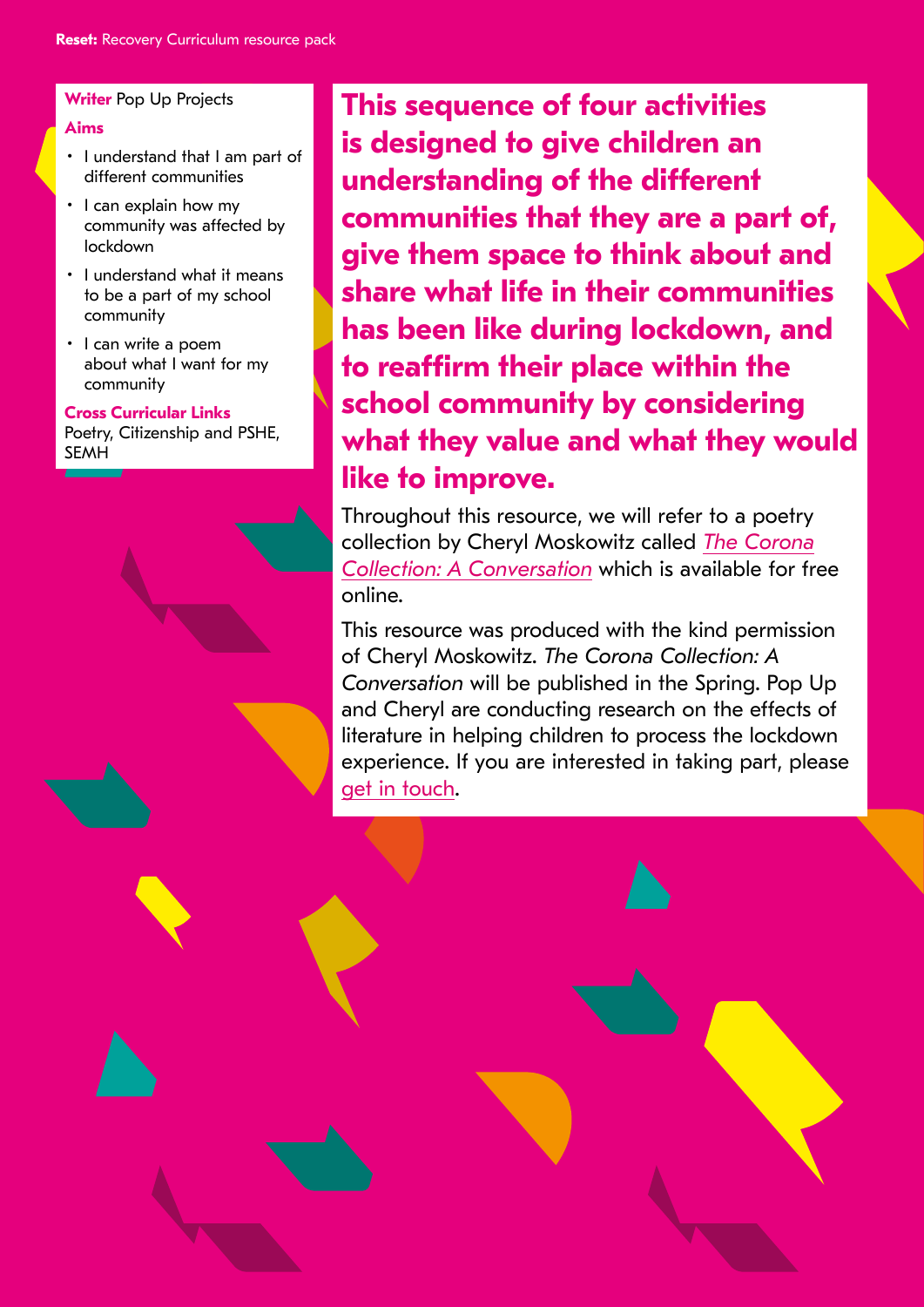**Writer** Pop Up Projects

**Aims**

- I understand that I am part of different communities
- I can explain how my community was affected by lockdown
- I understand what it means to be a part of my school community
- I can write a poem about what I want for my community

**Cross Curricular Links**
Poetry, Citizenship and PSHE, SEMH

## This sequence of four activities is designed to give children an understanding of the different communities that they are a part of, give them space to think about and share what life in their communities has been like during lockdown, and to reaffirm their place within the school community by considering what they value and what they would like to improve.

Throughout this resource, we will refer to a poetry collection by Cheryl Moskowitz called *The Corona Collection: A Conversation* which is available for free online.

This resource was produced with the kind permission of Cheryl Moskowitz. *The Corona Collection: A Conversation* will be published in the Spring. Pop Up and Cheryl are conducting research on the effects of literature in helping children to process the lockdown experience. If you are interested in taking part, please get in touch.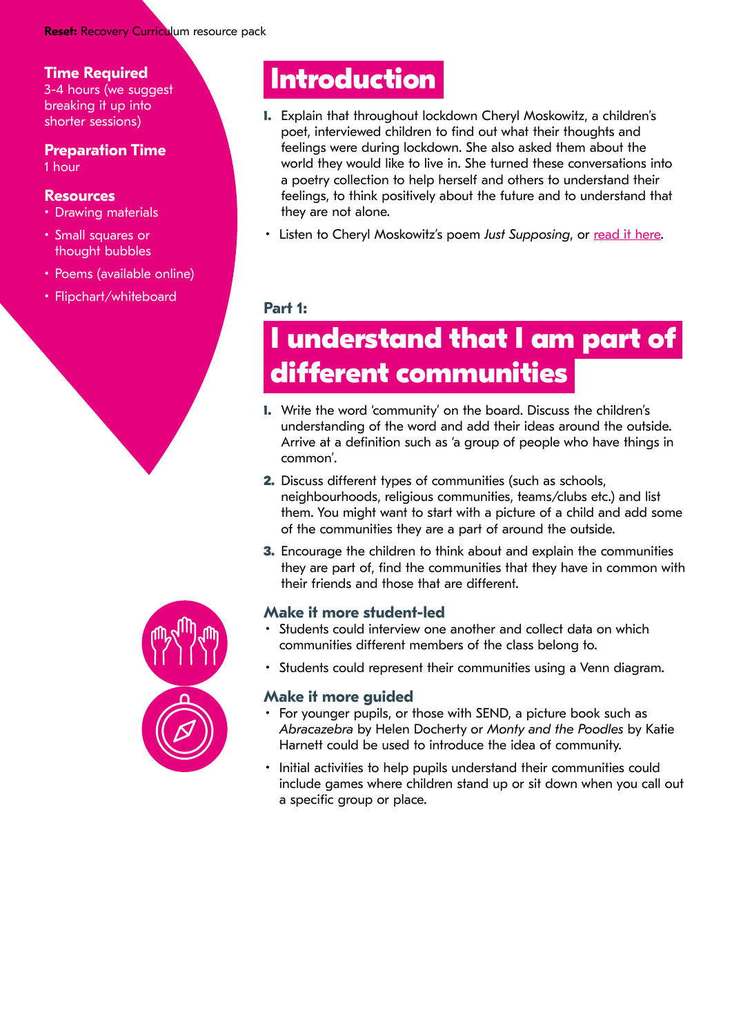**Time Required**
3-4 hours (we suggest breaking it up into shorter sessions)

**Preparation Time**
1 hour

**Resources**

- Drawing materials
- Small squares or thought bubbles
- Poems (available online)
- Flipchart/whiteboard

# Introduction

1. Explain that throughout lockdown Cheryl Moskowitz, a children's poet, interviewed children to find out what their thoughts and feelings were during lockdown. She also asked them about the world they would like to live in. She turned these conversations into a poetry collection to help herself and others to understand their feelings, to think positively about the future and to understand that they are not alone.

- Listen to Cheryl Moskowitz's poem *Just Supposing*, or read it here.

### Part 1:

# I understand that I am part of different communities

1. Write the word 'community' on the board. Discuss the children's understanding of the word and add their ideas around the outside. Arrive at a definition such as 'a group of people who have things in common'.
2. Discuss different types of communities (such as schools, neighbourhoods, religious communities, teams/clubs etc.) and list them. You might want to start with a picture of a child and add some of the communities they are a part of around the outside.
3. Encourage the children to think about and explain the communities they are part of, find the communities that they have in common with their friends and those that are different.

### Make it more student-led

- Students could interview one another and collect data on which communities different members of the class belong to.
- Students could represent their communities using a Venn diagram.

### Make it more guided

- For younger pupils, or those with SEND, a picture book such as *Abracazebra* by Helen Docherty or *Monty and the Poodles* by Katie Harnett could be used to introduce the idea of community.
- Initial activities to help pupils understand their communities could include games where children stand up or sit down when you call out a specific group or place.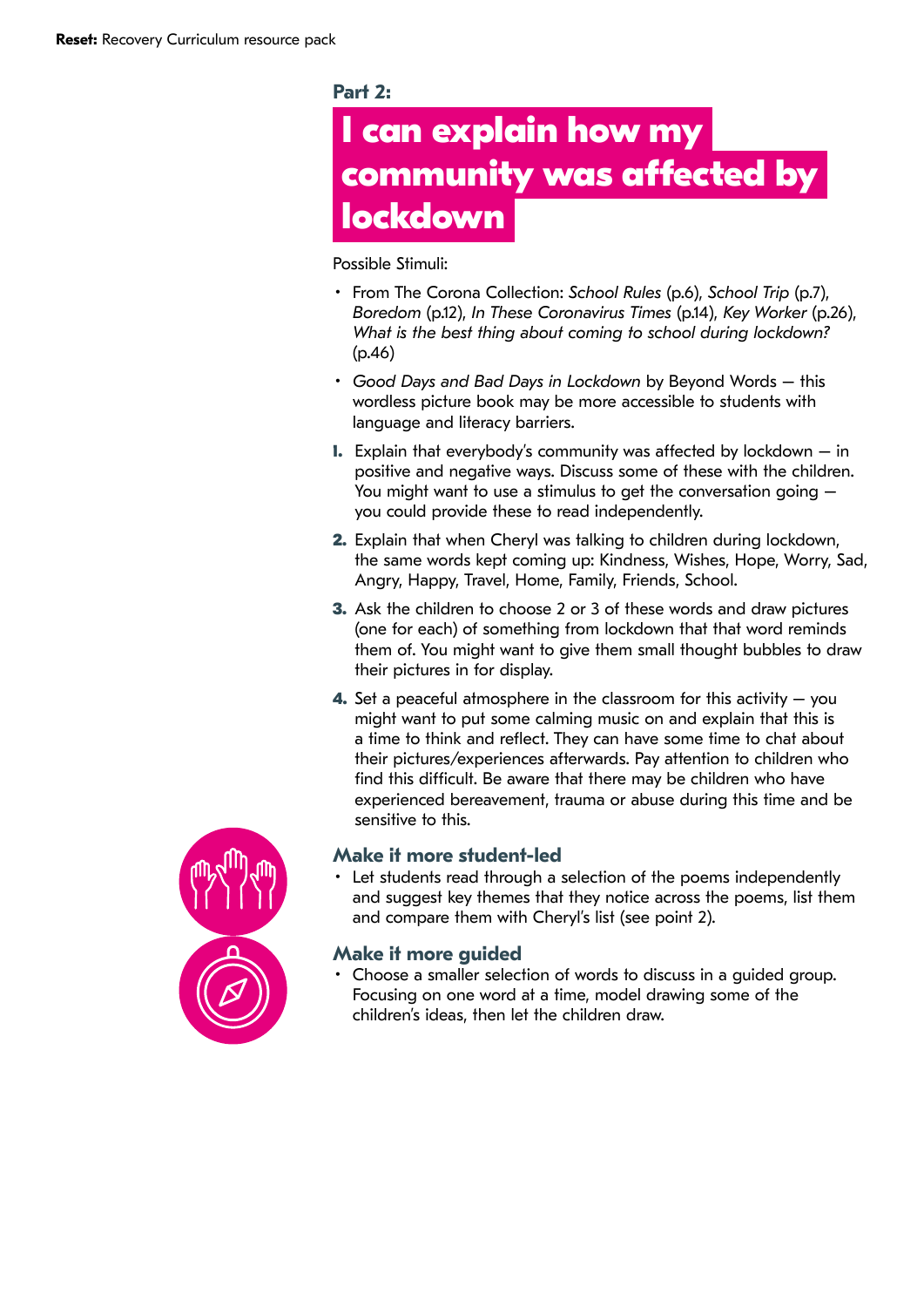Part 2:

# I can explain how my community was affected by lockdown

Possible Stimuli:

- From The Corona Collection: *School Rules* (p.6), *School Trip* (p.7), *Boredom* (p.12), *In These Coronavirus Times* (p.14), *Key Worker* (p.26), *What is the best thing about coming to school during lockdown?* (p.46)
- *Good Days and Bad Days in Lockdown* by Beyond Words – this wordless picture book may be more accessible to students with language and literacy barriers.

1. Explain that everybody's community was affected by lockdown – in positive and negative ways. Discuss some of these with the children. You might want to use a stimulus to get the conversation going – you could provide these to read independently.
2. Explain that when Cheryl was talking to children during lockdown, the same words kept coming up: Kindness, Wishes, Hope, Worry, Sad, Angry, Happy, Travel, Home, Family, Friends, School.
3. Ask the children to choose 2 or 3 of these words and draw pictures (one for each) of something from lockdown that that word reminds them of. You might want to give them small thought bubbles to draw their pictures in for display.
4. Set a peaceful atmosphere in the classroom for this activity – you might want to put some calming music on and explain that this is a time to think and reflect. They can have some time to chat about their pictures/experiences afterwards. Pay attention to children who find this difficult. Be aware that there may be children who have experienced bereavement, trauma or abuse during this time and be sensitive to this.

### Make it more student-led

- Let students read through a selection of the poems independently and suggest key themes that they notice across the poems, list them and compare them with Cheryl's list (see point 2).

### Make it more guided

- Choose a smaller selection of words to discuss in a guided group. Focusing on one word at a time, model drawing some of the children's ideas, then let the children draw.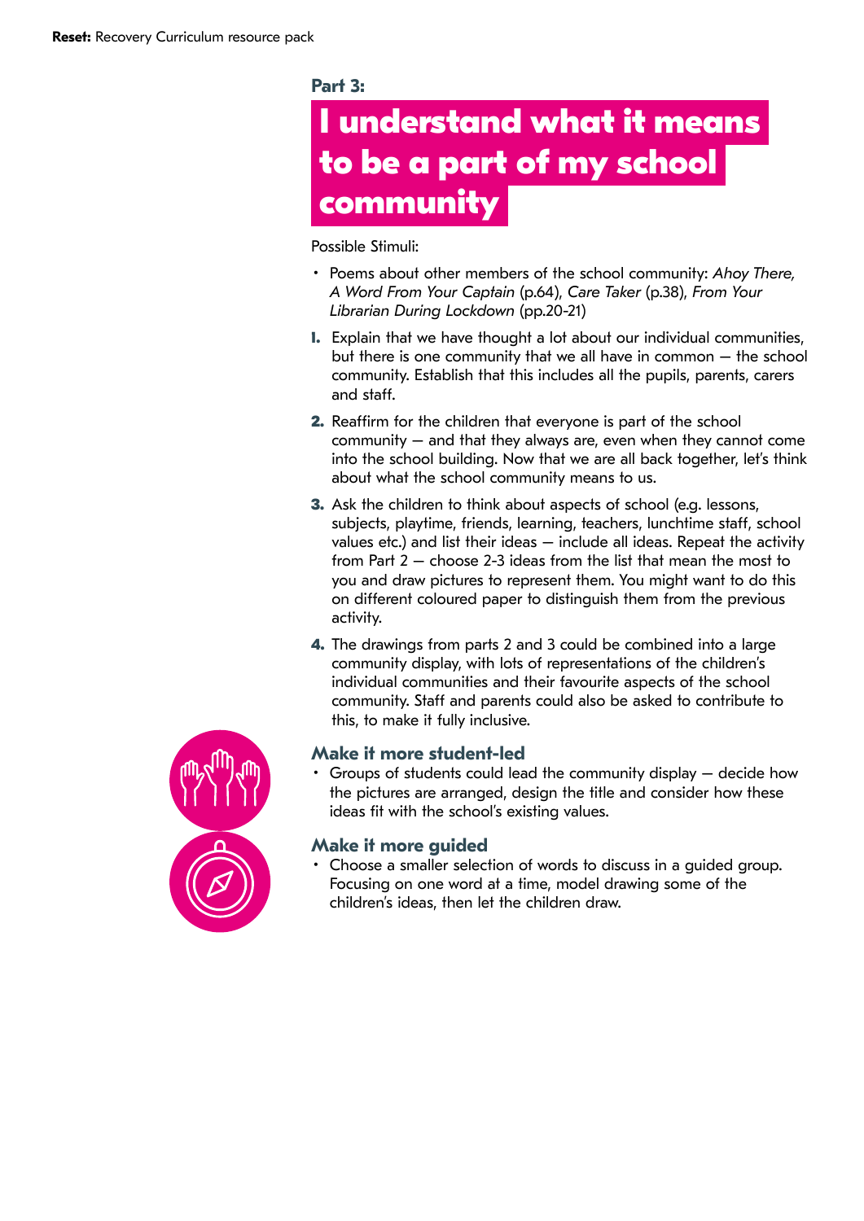## Part 3:

# I understand what it means to be a part of my school community

Possible Stimuli:

- Poems about other members of the school community: *Ahoy There, A Word From Your Captain* (p.64), *Care Taker* (p.38), *From Your Librarian During Lockdown* (pp.20-21)

1. Explain that we have thought a lot about our individual communities, but there is one community that we all have in common – the school community. Establish that this includes all the pupils, parents, carers and staff.
2. Reaffirm for the children that everyone is part of the school community – and that they always are, even when they cannot come into the school building. Now that we are all back together, let's think about what the school community means to us.
3. Ask the children to think about aspects of school (e.g. lessons, subjects, playtime, friends, learning, teachers, lunchtime staff, school values etc.) and list their ideas – include all ideas. Repeat the activity from Part 2 – choose 2-3 ideas from the list that mean the most to you and draw pictures to represent them. You might want to do this on different coloured paper to distinguish them from the previous activity.
4. The drawings from parts 2 and 3 could be combined into a large community display, with lots of representations of the children's individual communities and their favourite aspects of the school community. Staff and parents could also be asked to contribute to this, to make it fully inclusive.

### Make it more student-led

- Groups of students could lead the community display – decide how the pictures are arranged, design the title and consider how these ideas fit with the school's existing values.

### Make it more guided

- Choose a smaller selection of words to discuss in a guided group. Focusing on one word at a time, model drawing some of the children's ideas, then let the children draw.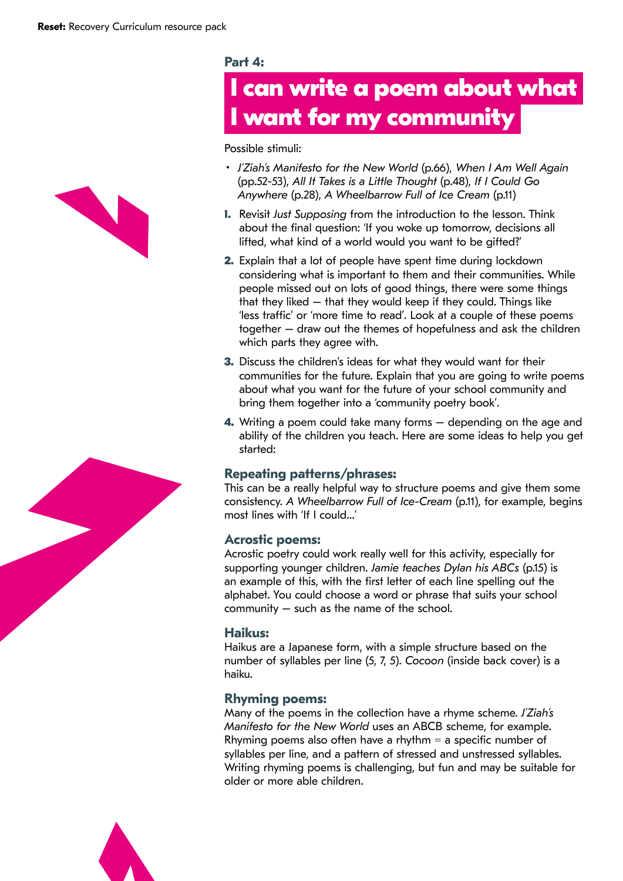**Part 4:**

# I can write a poem about what I want for my community

Possible stimuli:

- *J'Ziah's Manifesto for the New World* (p.66), *When I Am Well Again* (pp.52-53), *All It Takes is a Little Thought* (p.48), *If I Could Go Anywhere* (p.28), *A Wheelbarrow Full of Ice Cream* (p.11)

1. Revisit *Just Supposing* from the introduction to the lesson. Think about the final question: 'If you woke up tomorrow, decisions all lifted, what kind of a world would you want to be gifted?'
2. Explain that a lot of people have spent time during lockdown considering what is important to them and their communities. While people missed out on lots of good things, there were some things that they liked – that they would keep if they could. Things like 'less traffic' or 'more time to read'. Look at a couple of these poems together – draw out the themes of hopefulness and ask the children which parts they agree with.
3. Discuss the children's ideas for what they would want for their communities for the future. Explain that you are going to write poems about what you want for the future of your school community and bring them together into a 'community poetry book'.
4. Writing a poem could take many forms – depending on the age and ability of the children you teach. Here are some ideas to help you get started:

### Repeating patterns/phrases:

This can be a really helpful way to structure poems and give them some consistency. *A Wheelbarrow Full of Ice-Cream* (p.11), for example, begins most lines with 'If I could...'

### Acrostic poems:

Acrostic poetry could work really well for this activity, especially for supporting younger children. *Jamie teaches Dylan his ABCs* (p.15) is an example of this, with the first letter of each line spelling out the alphabet. You could choose a word or phrase that suits your school community – such as the name of the school.

### Haikus:

Haikus are a Japanese form, with a simple structure based on the number of syllables per line (5, 7, 5). *Cocoon* (inside back cover) is a haiku.

### Rhyming poems:

Many of the poems in the collection have a rhyme scheme. *J'Ziah's Manifesto for the New World* uses an ABCB scheme, for example. Rhyming poems also often have a rhythm = a specific number of syllables per line, and a pattern of stressed and unstressed syllables. Writing rhyming poems is challenging, but fun and may be suitable for older or more able children.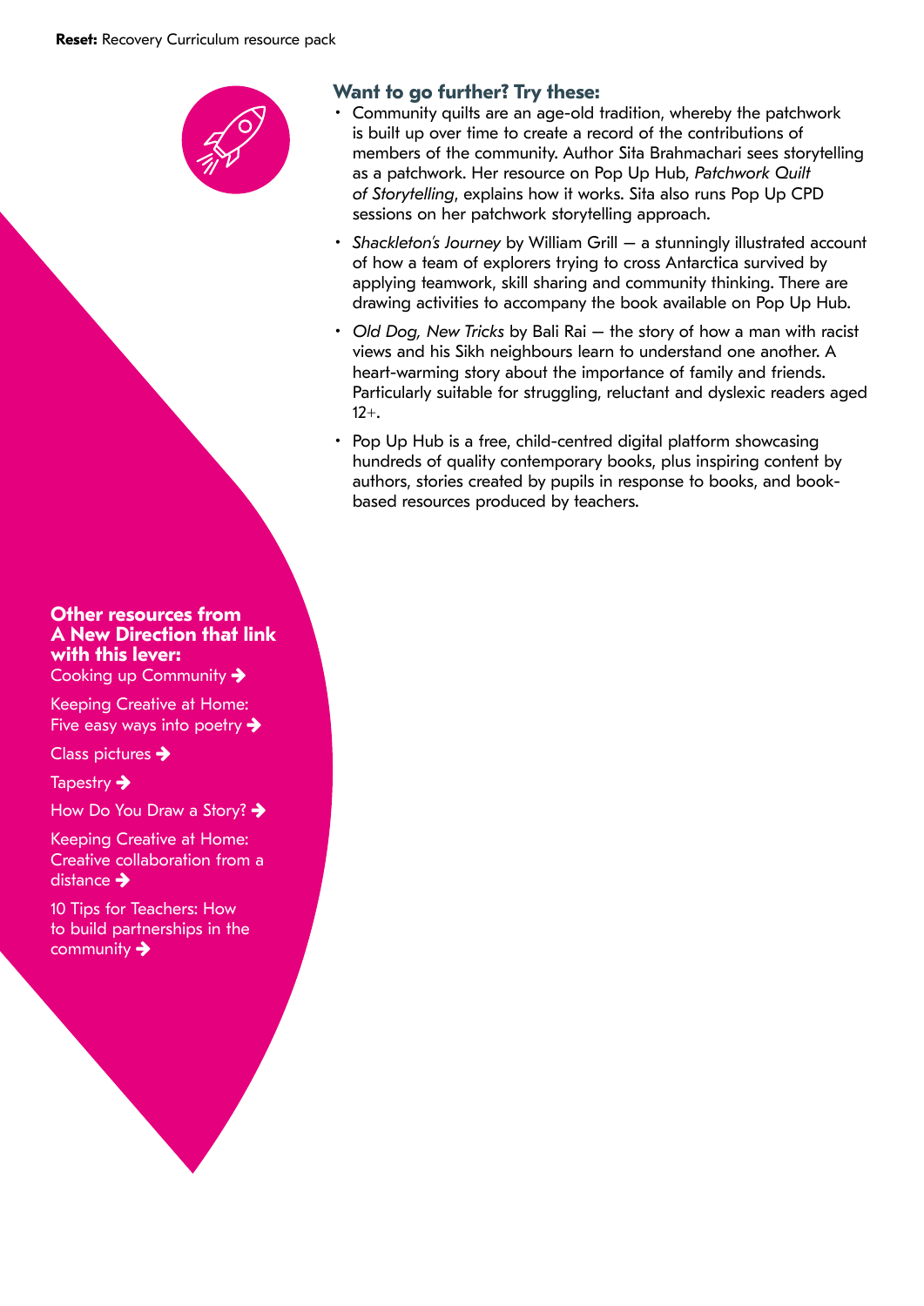## Want to go further? Try these:

- Community quilts are an age-old tradition, whereby the patchwork is built up over time to create a record of the contributions of members of the community. Author Sita Brahmachari sees storytelling as a patchwork. Her resource on Pop Up Hub, *Patchwork Quilt of Storytelling*, explains how it works. Sita also runs Pop Up CPD sessions on her patchwork storytelling approach.
- *Shackleton's Journey* by William Grill — a stunningly illustrated account of how a team of explorers trying to cross Antarctica survived by applying teamwork, skill sharing and community thinking. There are drawing activities to accompany the book available on Pop Up Hub.
- *Old Dog, New Tricks* by Bali Rai — the story of how a man with racist views and his Sikh neighbours learn to understand one another. A heart-warming story about the importance of family and friends. Particularly suitable for struggling, reluctant and dyslexic readers aged 12+.
- Pop Up Hub is a free, child-centred digital platform showcasing hundreds of quality contemporary books, plus inspiring content by authors, stories created by pupils in response to books, and book-based resources produced by teachers.

**Other resources from A New Direction that link with this lever:**

Cooking up Community ➔

Keeping Creative at Home: Five easy ways into poetry ➔

Class pictures ➔

Tapestry ➔

How Do You Draw a Story? ➔

Keeping Creative at Home: Creative collaboration from a distance ➔

10 Tips for Teachers: How to build partnerships in the community ➔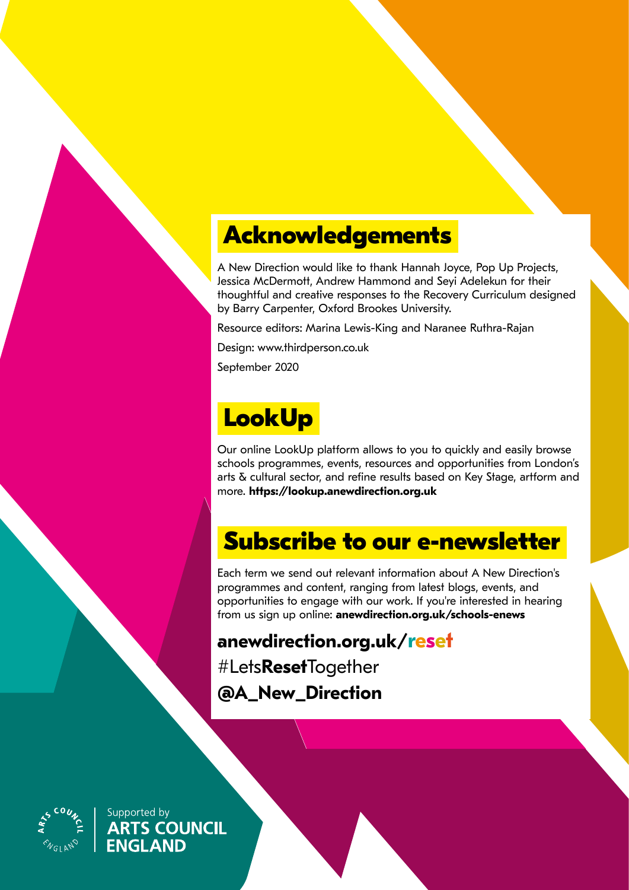## Acknowledgements

A New Direction would like to thank Hannah Joyce, Pop Up Projects, Jessica McDermott, Andrew Hammond and Seyi Adelekun for their thoughtful and creative responses to the Recovery Curriculum designed by Barry Carpenter, Oxford Brookes University.

Resource editors: Marina Lewis-King and Naranee Ruthra-Rajan

Design: www.thirdperson.co.uk

September 2020

## LookUp

Our online LookUp platform allows to you to quickly and easily browse schools programmes, events, resources and opportunities from London's arts & cultural sector, and refine results based on Key Stage, artform and more. **https://lookup.anewdirection.org.uk**

## Subscribe to our e-newsletter

Each term we send out relevant information about A New Direction's programmes and content, ranging from latest blogs, events, and opportunities to engage with our work. If you're interested in hearing from us sign up online: **anewdirection.org.uk/schools-enews**

**anewdirection.org.uk/reset**

#Lets**Reset**Together

**@A_New_Direction**

Supported by **ARTS COUNCIL ENGLAND**